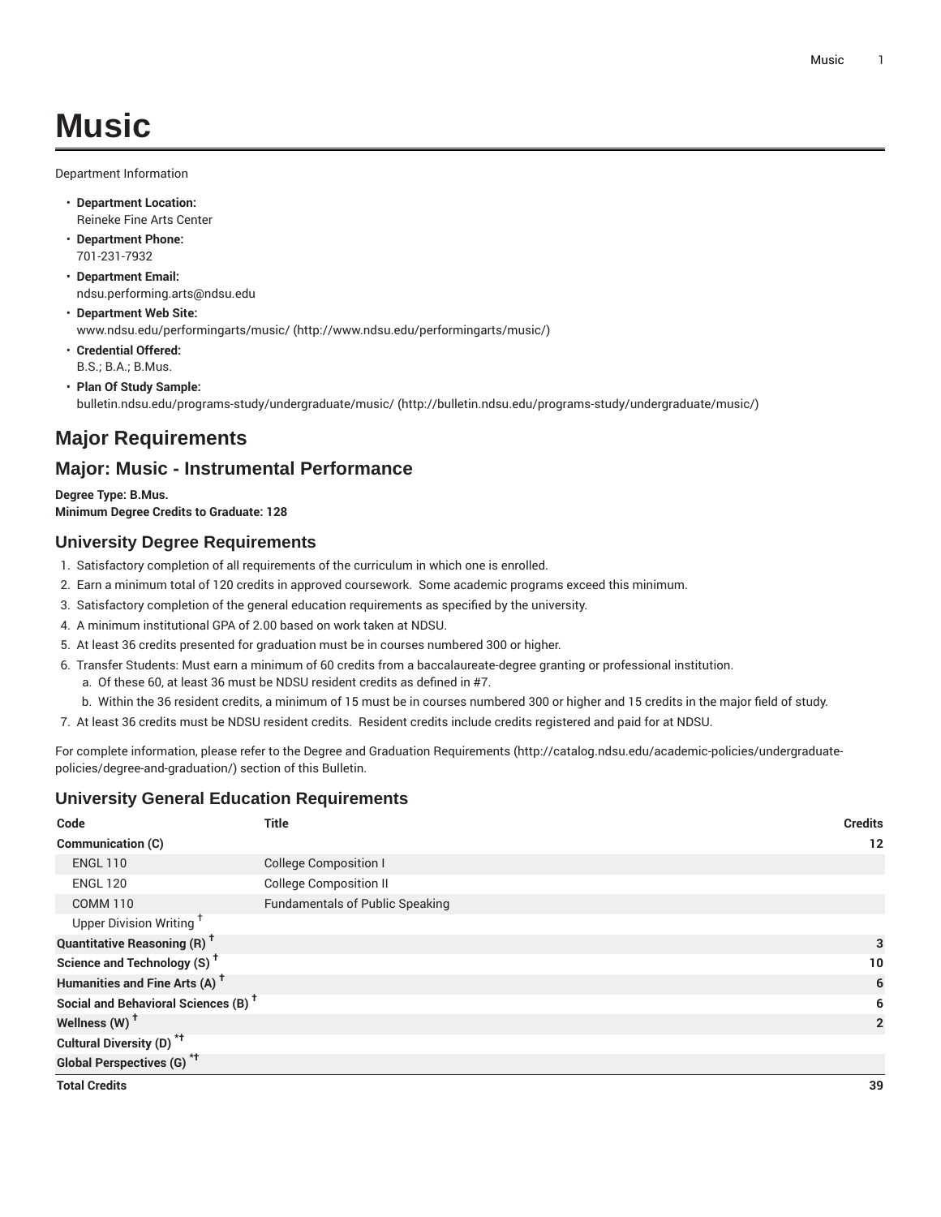# Music

Department Information

- **Department Location:**
  Reineke Fine Arts Center
- **Department Phone:**
  701-231-7932
- **Department Email:**
  ndsu.performing.arts@ndsu.edu
- **Department Web Site:**
  www.ndsu.edu/performingarts/music/ (http://www.ndsu.edu/performingarts/music/)
- **Credential Offered:**
  B.S.; B.A.; B.Mus.
- **Plan Of Study Sample:**
  bulletin.ndsu.edu/programs-study/undergraduate/music/ (http://bulletin.ndsu.edu/programs-study/undergraduate/music/)

## Major Requirements

## Major: Music - Instrumental Performance

**Degree Type: B.Mus.**
**Minimum Degree Credits to Graduate: 128**

### University Degree Requirements

1. Satisfactory completion of all requirements of the curriculum in which one is enrolled.
2. Earn a minimum total of 120 credits in approved coursework. Some academic programs exceed this minimum.
3. Satisfactory completion of the general education requirements as specified by the university.
4. A minimum institutional GPA of 2.00 based on work taken at NDSU.
5. At least 36 credits presented for graduation must be in courses numbered 300 or higher.
6. Transfer Students: Must earn a minimum of 60 credits from a baccalaureate-degree granting or professional institution.
   a. Of these 60, at least 36 must be NDSU resident credits as defined in #7.
   b. Within the 36 resident credits, a minimum of 15 must be in courses numbered 300 or higher and 15 credits in the major field of study.
7. At least 36 credits must be NDSU resident credits. Resident credits include credits registered and paid for at NDSU.

For complete information, please refer to the Degree and Graduation Requirements (http://catalog.ndsu.edu/academic-policies/undergraduate-policies/degree-and-graduation/) section of this Bulletin.

### University General Education Requirements

| Code | Title | Credits |
|---|---|---|
| **Communication (C)** | | **12** |
| ENGL 110 | College Composition I | |
| ENGL 120 | College Composition II | |
| COMM 110 | Fundamentals of Public Speaking | |
| Upper Division Writing † | | |
| **Quantitative Reasoning (R) †** | | **3** |
| **Science and Technology (S) †** | | **10** |
| **Humanities and Fine Arts (A) †** | | **6** |
| **Social and Behavioral Sciences (B) †** | | **6** |
| **Wellness (W) †** | | **2** |
| **Cultural Diversity (D) \*†** | | |
| **Global Perspectives (G) \*†** | | |
| **Total Credits** | | **39** |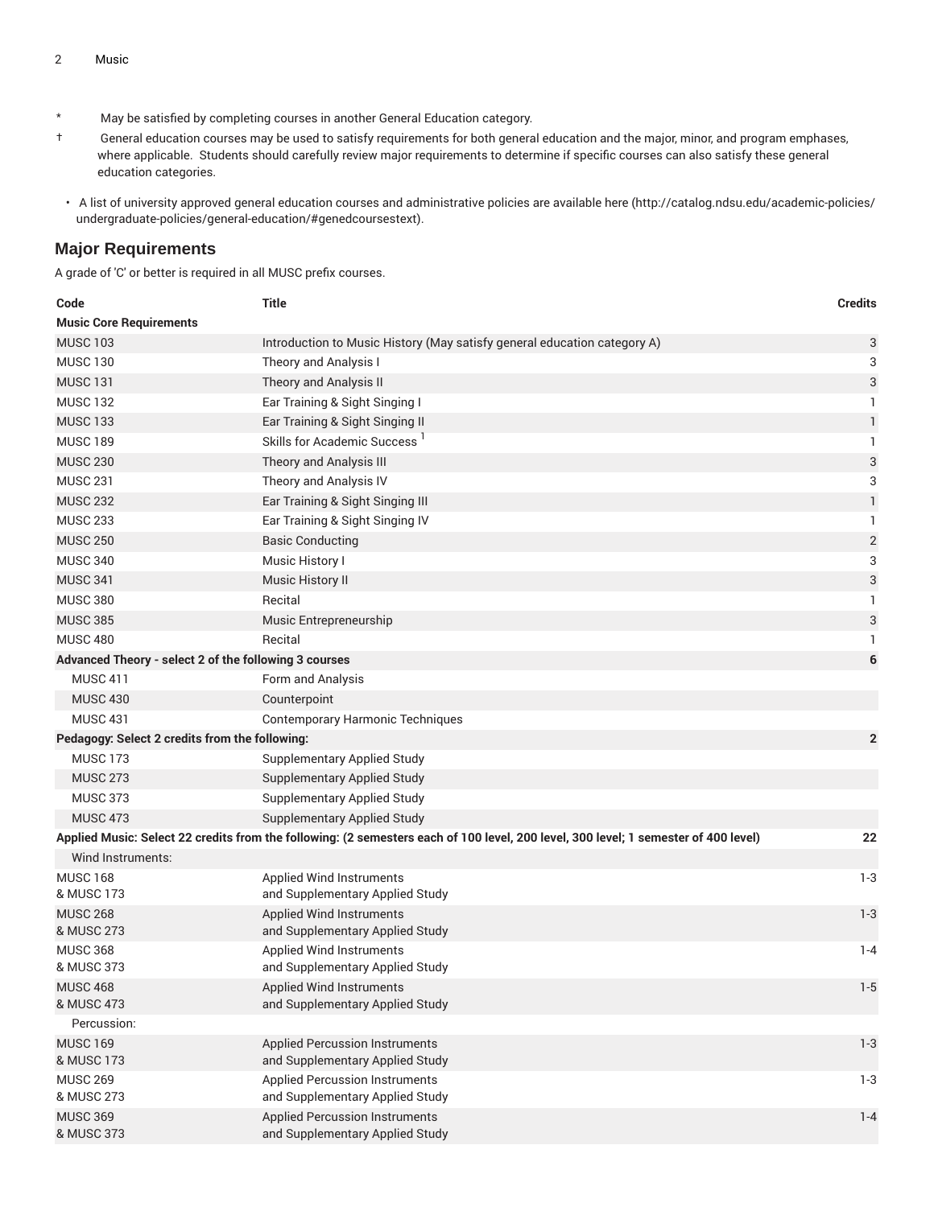\* May be satisfied by completing courses in another General Education category.

† General education courses may be used to satisfy requirements for both general education and the major, minor, and program emphases, where applicable. Students should carefully review major requirements to determine if specific courses can also satisfy these general education categories.

- A list of university approved general education courses and administrative policies are available here (http://catalog.ndsu.edu/academic-policies/undergraduate-policies/general-education/#genedcoursestext).

## Major Requirements

A grade of 'C' or better is required in all MUSC prefix courses.

| Code | Title | Credits |
|---|---|---|
| **Music Core Requirements** | | |
| MUSC 103 | Introduction to Music History (May satisfy general education category A) | 3 |
| MUSC 130 | Theory and Analysis I | 3 |
| MUSC 131 | Theory and Analysis II | 3 |
| MUSC 132 | Ear Training & Sight Singing I | 1 |
| MUSC 133 | Ear Training & Sight Singing II | 1 |
| MUSC 189 | Skills for Academic Success [1] | 1 |
| MUSC 230 | Theory and Analysis III | 3 |
| MUSC 231 | Theory and Analysis IV | 3 |
| MUSC 232 | Ear Training & Sight Singing III | 1 |
| MUSC 233 | Ear Training & Sight Singing IV | 1 |
| MUSC 250 | Basic Conducting | 2 |
| MUSC 340 | Music History I | 3 |
| MUSC 341 | Music History II | 3 |
| MUSC 380 | Recital | 1 |
| MUSC 385 | Music Entrepreneurship | 3 |
| MUSC 480 | Recital | 1 |
| **Advanced Theory - select 2 of the following 3 courses** | | **6** |
| MUSC 411 | Form and Analysis | |
| MUSC 430 | Counterpoint | |
| MUSC 431 | Contemporary Harmonic Techniques | |
| **Pedagogy: Select 2 credits from the following:** | | **2** |
| MUSC 173 | Supplementary Applied Study | |
| MUSC 273 | Supplementary Applied Study | |
| MUSC 373 | Supplementary Applied Study | |
| MUSC 473 | Supplementary Applied Study | |
| **Applied Music: Select 22 credits from the following: (2 semesters each of 100 level, 200 level, 300 level; 1 semester of 400 level)** | | **22** |
| Wind Instruments: | | |
| MUSC 168 & MUSC 173 | Applied Wind Instruments and Supplementary Applied Study | 1-3 |
| MUSC 268 & MUSC 273 | Applied Wind Instruments and Supplementary Applied Study | 1-3 |
| MUSC 368 & MUSC 373 | Applied Wind Instruments and Supplementary Applied Study | 1-4 |
| MUSC 468 & MUSC 473 | Applied Wind Instruments and Supplementary Applied Study | 1-5 |
| Percussion: | | |
| MUSC 169 & MUSC 173 | Applied Percussion Instruments and Supplementary Applied Study | 1-3 |
| MUSC 269 & MUSC 273 | Applied Percussion Instruments and Supplementary Applied Study | 1-3 |
| MUSC 369 & MUSC 373 | Applied Percussion Instruments and Supplementary Applied Study | 1-4 |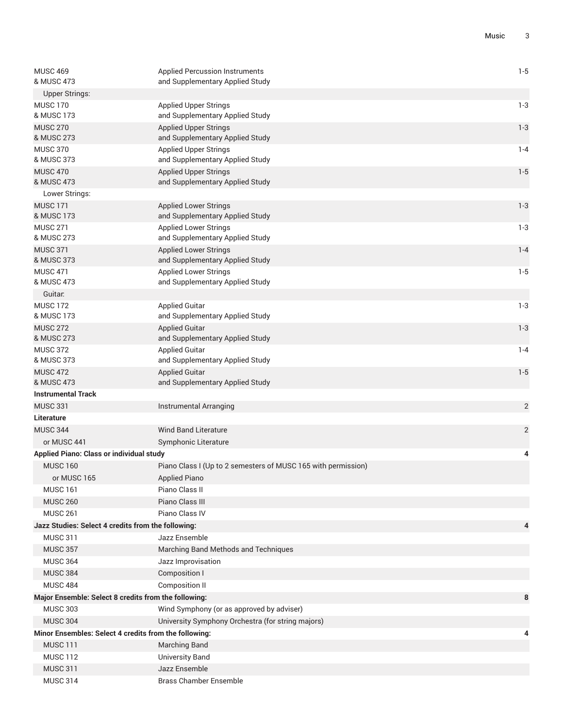| Course | Title | Credits |
| --- | --- | --- |
| MUSC 469<br>& MUSC 473 | Applied Percussion Instruments<br>and Supplementary Applied Study | 1-5 |
| Upper Strings: | | |
| MUSC 170<br>& MUSC 173 | Applied Upper Strings<br>and Supplementary Applied Study | 1-3 |
| MUSC 270<br>& MUSC 273 | Applied Upper Strings<br>and Supplementary Applied Study | 1-3 |
| MUSC 370<br>& MUSC 373 | Applied Upper Strings<br>and Supplementary Applied Study | 1-4 |
| MUSC 470<br>& MUSC 473 | Applied Upper Strings<br>and Supplementary Applied Study | 1-5 |
| Lower Strings: | | |
| MUSC 171<br>& MUSC 173 | Applied Lower Strings<br>and Supplementary Applied Study | 1-3 |
| MUSC 271<br>& MUSC 273 | Applied Lower Strings<br>and Supplementary Applied Study | 1-3 |
| MUSC 371<br>& MUSC 373 | Applied Lower Strings<br>and Supplementary Applied Study | 1-4 |
| MUSC 471<br>& MUSC 473 | Applied Lower Strings<br>and Supplementary Applied Study | 1-5 |
| Guitar: | | |
| MUSC 172<br>& MUSC 173 | Applied Guitar<br>and Supplementary Applied Study | 1-3 |
| MUSC 272<br>& MUSC 273 | Applied Guitar<br>and Supplementary Applied Study | 1-3 |
| MUSC 372<br>& MUSC 373 | Applied Guitar<br>and Supplementary Applied Study | 1-4 |
| MUSC 472<br>& MUSC 473 | Applied Guitar<br>and Supplementary Applied Study | 1-5 |
| **Instrumental Track** | | |
| MUSC 331 | Instrumental Arranging | 2 |
| **Literature** | | |
| MUSC 344 | Wind Band Literature | 2 |
| or MUSC 441 | Symphonic Literature | |
| **Applied Piano: Class or individual study** | | **4** |
| MUSC 160 | Piano Class I (Up to 2 semesters of MUSC 165 with permission) | |
| or MUSC 165 | Applied Piano | |
| MUSC 161 | Piano Class II | |
| MUSC 260 | Piano Class III | |
| MUSC 261 | Piano Class IV | |
| **Jazz Studies: Select 4 credits from the following:** | | **4** |
| MUSC 311 | Jazz Ensemble | |
| MUSC 357 | Marching Band Methods and Techniques | |
| MUSC 364 | Jazz Improvisation | |
| MUSC 384 | Composition I | |
| MUSC 484 | Composition II | |
| **Major Ensemble: Select 8 credits from the following:** | | **8** |
| MUSC 303 | Wind Symphony (or as approved by adviser) | |
| MUSC 304 | University Symphony Orchestra (for string majors) | |
| **Minor Ensembles: Select 4 credits from the following:** | | **4** |
| MUSC 111 | Marching Band | |
| MUSC 112 | University Band | |
| MUSC 311 | Jazz Ensemble | |
| MUSC 314 | Brass Chamber Ensemble | |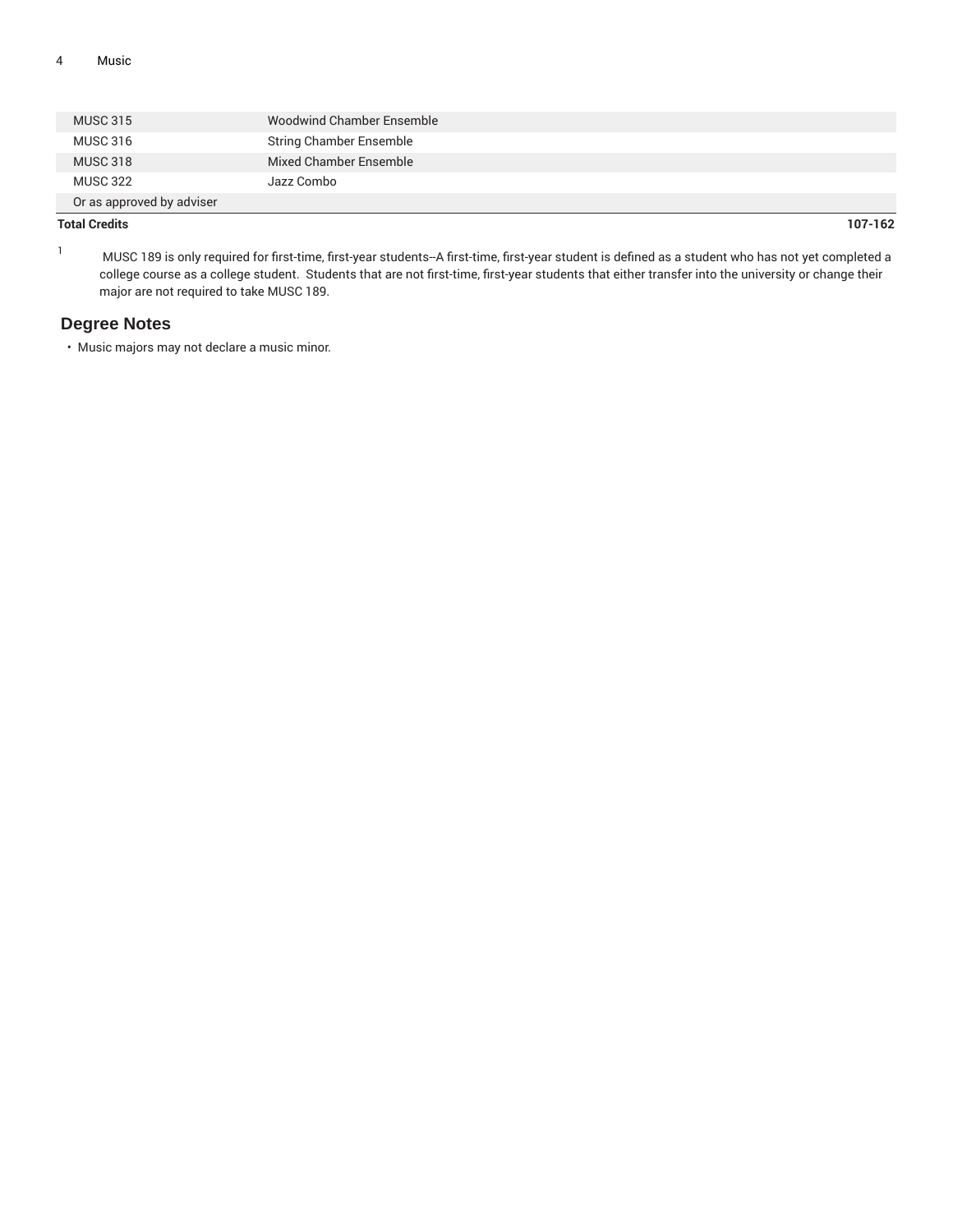| | | |
|---|---|---|
| MUSC 315 | Woodwind Chamber Ensemble | |
| MUSC 316 | String Chamber Ensemble | |
| MUSC 318 | Mixed Chamber Ensemble | |
| MUSC 322 | Jazz Combo | |
| Or as approved by adviser | | |
| **Total Credits** | | **107-162** |

[1] MUSC 189 is only required for first-time, first-year students--A first-time, first-year student is defined as a student who has not yet completed a college course as a college student. Students that are not first-time, first-year students that either transfer into the university or change their major are not required to take MUSC 189.

## Degree Notes

- Music majors may not declare a music minor.